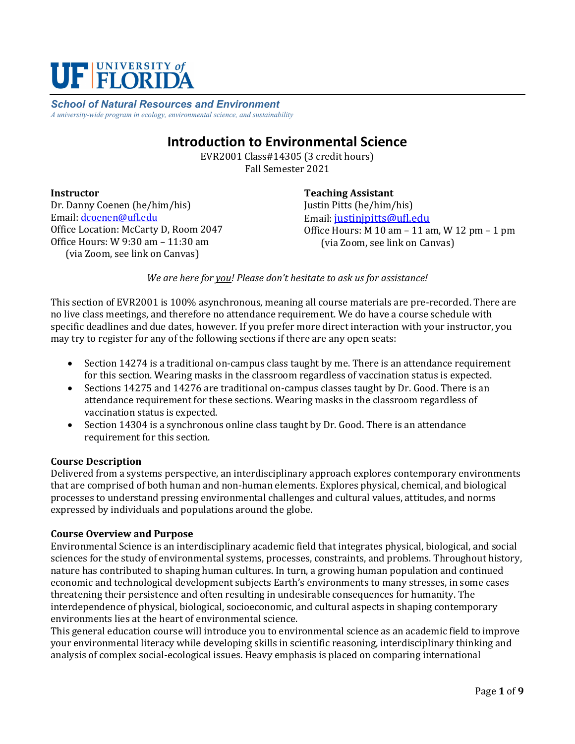**UF | UNIVERSITY of FLORIDA**

***School of Natural Resources and Environment***

*A university-wide program in ecology, environmental science, and sustainability*

# Introduction to Environmental Science

EVR2001 Class#14305 (3 credit hours)
Fall Semester 2021

**Instructor**
Dr. Danny Coenen (he/him/his)
Email: dcoenen@ufl.edu
Office Location: McCarty D, Room 2047
Office Hours: W 9:30 am – 11:30 am
(via Zoom, see link on Canvas)

**Teaching Assistant**
Justin Pitts (he/him/his)
Email: justinjpitts@ufl.edu
Office Hours: M 10 am – 11 am, W 12 pm – 1 pm
(via Zoom, see link on Canvas)

*We are here for you! Please don't hesitate to ask us for assistance!*

This section of EVR2001 is 100% asynchronous, meaning all course materials are pre-recorded. There are no live class meetings, and therefore no attendance requirement. We do have a course schedule with specific deadlines and due dates, however. If you prefer more direct interaction with your instructor, you may try to register for any of the following sections if there are any open seats:

- Section 14274 is a traditional on-campus class taught by me. There is an attendance requirement for this section. Wearing masks in the classroom regardless of vaccination status is expected.
- Sections 14275 and 14276 are traditional on-campus classes taught by Dr. Good. There is an attendance requirement for these sections. Wearing masks in the classroom regardless of vaccination status is expected.
- Section 14304 is a synchronous online class taught by Dr. Good. There is an attendance requirement for this section.

**Course Description**
Delivered from a systems perspective, an interdisciplinary approach explores contemporary environments that are comprised of both human and non-human elements. Explores physical, chemical, and biological processes to understand pressing environmental challenges and cultural values, attitudes, and norms expressed by individuals and populations around the globe.

**Course Overview and Purpose**
Environmental Science is an interdisciplinary academic field that integrates physical, biological, and social sciences for the study of environmental systems, processes, constraints, and problems. Throughout history, nature has contributed to shaping human cultures. In turn, a growing human population and continued economic and technological development subjects Earth's environments to many stresses, in some cases threatening their persistence and often resulting in undesirable consequences for humanity. The interdependence of physical, biological, socioeconomic, and cultural aspects in shaping contemporary environments lies at the heart of environmental science.
This general education course will introduce you to environmental science as an academic field to improve your environmental literacy while developing skills in scientific reasoning, interdisciplinary thinking and analysis of complex social-ecological issues. Heavy emphasis is placed on comparing international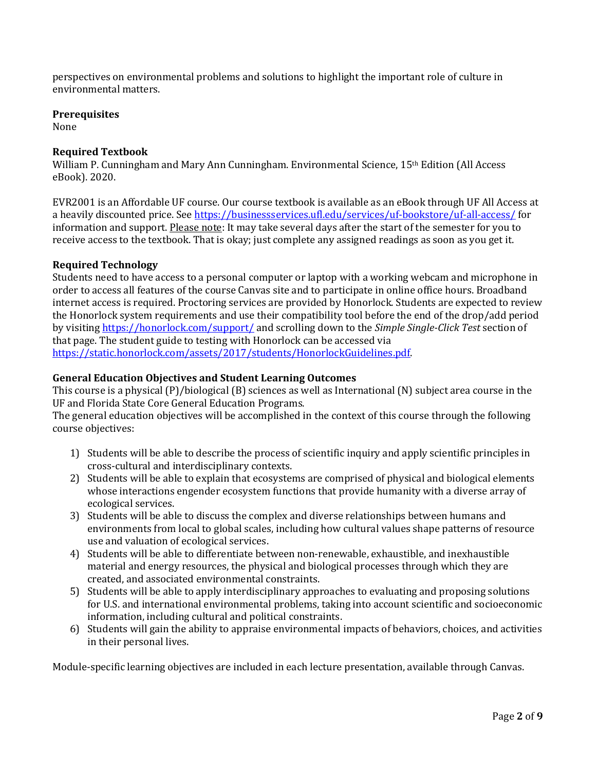perspectives on environmental problems and solutions to highlight the important role of culture in environmental matters.

**Prerequisites**
None

**Required Textbook**
William P. Cunningham and Mary Ann Cunningham. Environmental Science, 15th Edition (All Access eBook). 2020.

EVR2001 is an Affordable UF course. Our course textbook is available as an eBook through UF All Access at a heavily discounted price. See https://businessservices.ufl.edu/services/uf-bookstore/uf-all-access/ for information and support. Please note: It may take several days after the start of the semester for you to receive access to the textbook. That is okay; just complete any assigned readings as soon as you get it.

**Required Technology**
Students need to have access to a personal computer or laptop with a working webcam and microphone in order to access all features of the course Canvas site and to participate in online office hours. Broadband internet access is required. Proctoring services are provided by Honorlock. Students are expected to review the Honorlock system requirements and use their compatibility tool before the end of the drop/add period by visiting https://honorlock.com/support/ and scrolling down to the *Simple Single-Click Test* section of that page. The student guide to testing with Honorlock can be accessed via https://static.honorlock.com/assets/2017/students/HonorlockGuidelines.pdf.

**General Education Objectives and Student Learning Outcomes**
This course is a physical (P)/biological (B) sciences as well as International (N) subject area course in the UF and Florida State Core General Education Programs.
The general education objectives will be accomplished in the context of this course through the following course objectives:

1) Students will be able to describe the process of scientific inquiry and apply scientific principles in cross-cultural and interdisciplinary contexts.
2) Students will be able to explain that ecosystems are comprised of physical and biological elements whose interactions engender ecosystem functions that provide humanity with a diverse array of ecological services.
3) Students will be able to discuss the complex and diverse relationships between humans and environments from local to global scales, including how cultural values shape patterns of resource use and valuation of ecological services.
4) Students will be able to differentiate between non-renewable, exhaustible, and inexhaustible material and energy resources, the physical and biological processes through which they are created, and associated environmental constraints.
5) Students will be able to apply interdisciplinary approaches to evaluating and proposing solutions for U.S. and international environmental problems, taking into account scientific and socioeconomic information, including cultural and political constraints.
6) Students will gain the ability to appraise environmental impacts of behaviors, choices, and activities in their personal lives.

Module-specific learning objectives are included in each lecture presentation, available through Canvas.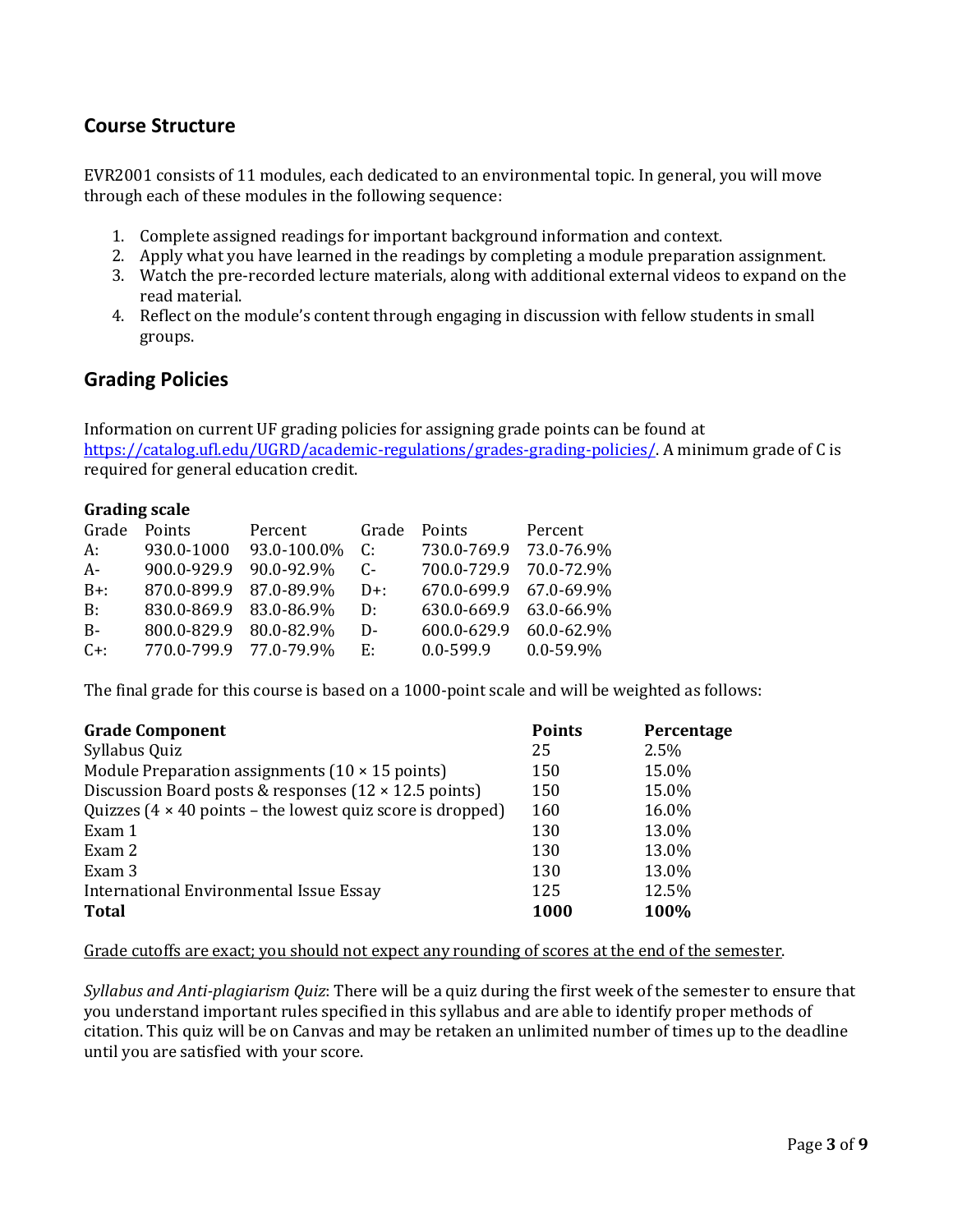## Course Structure

EVR2001 consists of 11 modules, each dedicated to an environmental topic. In general, you will move through each of these modules in the following sequence:

1. Complete assigned readings for important background information and context.
2. Apply what you have learned in the readings by completing a module preparation assignment.
3. Watch the pre-recorded lecture materials, along with additional external videos to expand on the read material.
4. Reflect on the module's content through engaging in discussion with fellow students in small groups.

## Grading Policies

Information on current UF grading policies for assigning grade points can be found at https://catalog.ufl.edu/UGRD/academic-regulations/grades-grading-policies/. A minimum grade of C is required for general education credit.

**Grading scale**

| Grade | Points | Percent | Grade | Points | Percent |
|---|---|---|---|---|---|
| A: | 930.0-1000 | 93.0-100.0% | C: | 730.0-769.9 | 73.0-76.9% |
| A- | 900.0-929.9 | 90.0-92.9% | C- | 700.0-729.9 | 70.0-72.9% |
| B+: | 870.0-899.9 | 87.0-89.9% | D+: | 670.0-699.9 | 67.0-69.9% |
| B: | 830.0-869.9 | 83.0-86.9% | D: | 630.0-669.9 | 63.0-66.9% |
| B- | 800.0-829.9 | 80.0-82.9% | D- | 600.0-629.9 | 60.0-62.9% |
| C+: | 770.0-799.9 | 77.0-79.9% | E: | 0.0-599.9 | 0.0-59.9% |

The final grade for this course is based on a 1000-point scale and will be weighted as follows:

| Grade Component | Points | Percentage |
|---|---|---|
| Syllabus Quiz | 25 | 2.5% |
| Module Preparation assignments (10 × 15 points) | 150 | 15.0% |
| Discussion Board posts & responses (12 × 12.5 points) | 150 | 15.0% |
| Quizzes (4 × 40 points – the lowest quiz score is dropped) | 160 | 16.0% |
| Exam 1 | 130 | 13.0% |
| Exam 2 | 130 | 13.0% |
| Exam 3 | 130 | 13.0% |
| International Environmental Issue Essay | 125 | 12.5% |
| **Total** | **1000** | **100%** |

<u>Grade cutoffs are exact; you should not expect any rounding of scores at the end of the semester</u>.

*Syllabus and Anti-plagiarism Quiz*: There will be a quiz during the first week of the semester to ensure that you understand important rules specified in this syllabus and are able to identify proper methods of citation. This quiz will be on Canvas and may be retaken an unlimited number of times up to the deadline until you are satisfied with your score.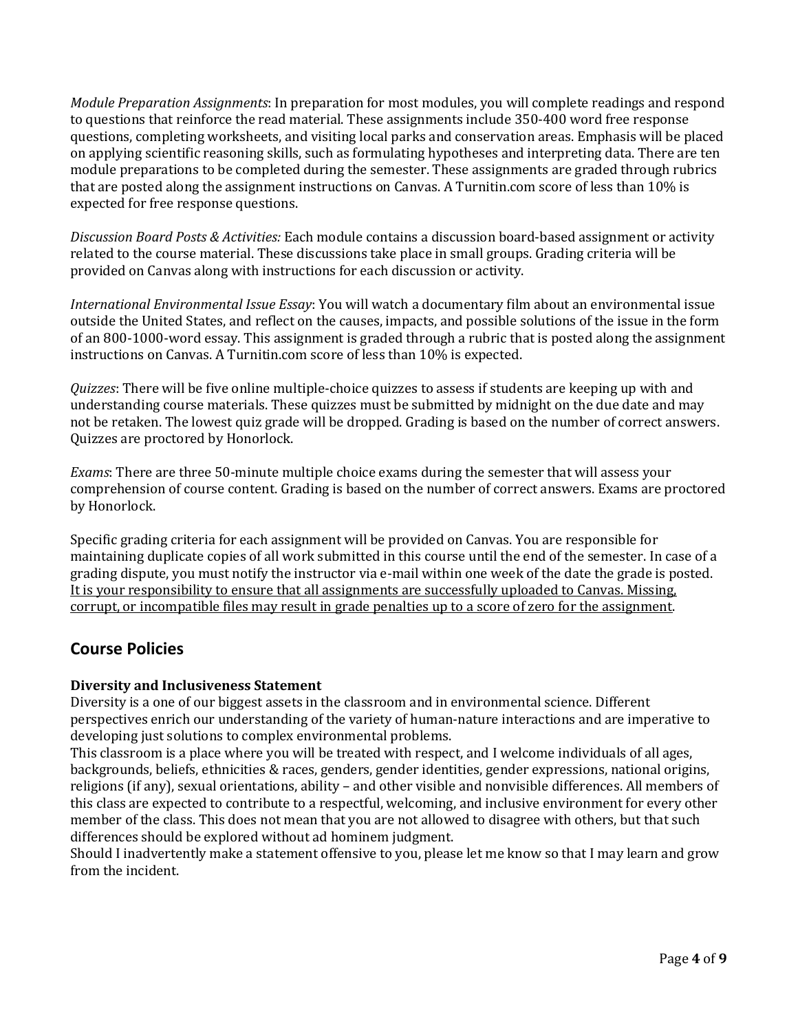*Module Preparation Assignments*: In preparation for most modules, you will complete readings and respond to questions that reinforce the read material. These assignments include 350-400 word free response questions, completing worksheets, and visiting local parks and conservation areas. Emphasis will be placed on applying scientific reasoning skills, such as formulating hypotheses and interpreting data. There are ten module preparations to be completed during the semester. These assignments are graded through rubrics that are posted along the assignment instructions on Canvas. A Turnitin.com score of less than 10% is expected for free response questions.

*Discussion Board Posts & Activities:* Each module contains a discussion board-based assignment or activity related to the course material. These discussions take place in small groups. Grading criteria will be provided on Canvas along with instructions for each discussion or activity.

*International Environmental Issue Essay*: You will watch a documentary film about an environmental issue outside the United States, and reflect on the causes, impacts, and possible solutions of the issue in the form of an 800-1000-word essay. This assignment is graded through a rubric that is posted along the assignment instructions on Canvas. A Turnitin.com score of less than 10% is expected.

*Quizzes*: There will be five online multiple-choice quizzes to assess if students are keeping up with and understanding course materials. These quizzes must be submitted by midnight on the due date and may not be retaken. The lowest quiz grade will be dropped. Grading is based on the number of correct answers. Quizzes are proctored by Honorlock.

*Exams*: There are three 50-minute multiple choice exams during the semester that will assess your comprehension of course content. Grading is based on the number of correct answers. Exams are proctored by Honorlock.

Specific grading criteria for each assignment will be provided on Canvas. You are responsible for maintaining duplicate copies of all work submitted in this course until the end of the semester. In case of a grading dispute, you must notify the instructor via e-mail within one week of the date the grade is posted. <u>It is your responsibility to ensure that all assignments are successfully uploaded to Canvas. Missing, corrupt, or incompatible files may result in grade penalties up to a score of zero for the assignment</u>.

## Course Policies

### Diversity and Inclusiveness Statement

Diversity is a one of our biggest assets in the classroom and in environmental science. Different perspectives enrich our understanding of the variety of human-nature interactions and are imperative to developing just solutions to complex environmental problems.

This classroom is a place where you will be treated with respect, and I welcome individuals of all ages, backgrounds, beliefs, ethnicities & races, genders, gender identities, gender expressions, national origins, religions (if any), sexual orientations, ability – and other visible and nonvisible differences. All members of this class are expected to contribute to a respectful, welcoming, and inclusive environment for every other member of the class. This does not mean that you are not allowed to disagree with others, but that such differences should be explored without ad hominem judgment.

Should I inadvertently make a statement offensive to you, please let me know so that I may learn and grow from the incident.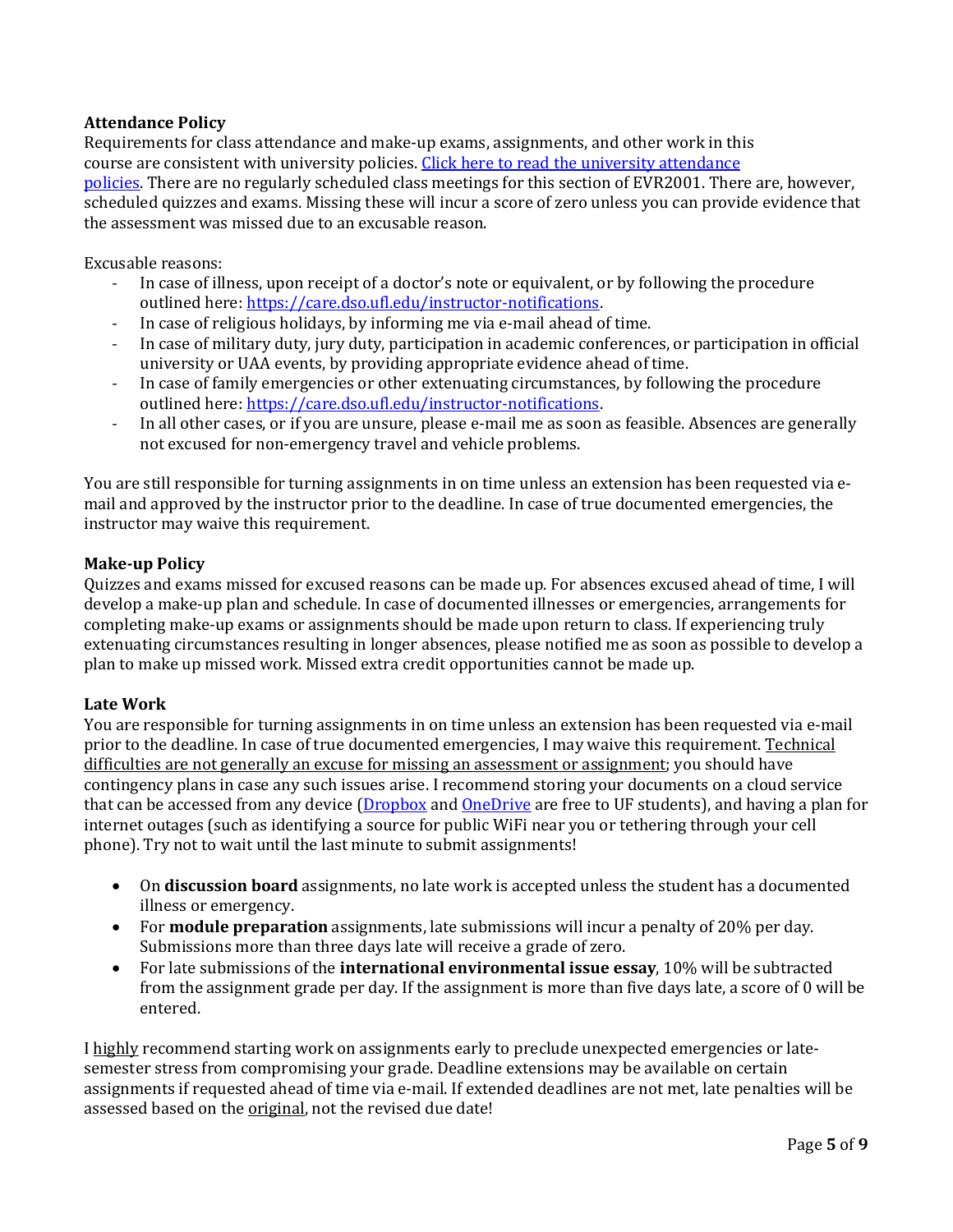**Attendance Policy**

Requirements for class attendance and make-up exams, assignments, and other work in this course are consistent with university policies. [Click here to read the university attendance policies](). There are no regularly scheduled class meetings for this section of EVR2001. There are, however, scheduled quizzes and exams. Missing these will incur a score of zero unless you can provide evidence that the assessment was missed due to an excusable reason.

Excusable reasons:

- In case of illness, upon receipt of a doctor's note or equivalent, or by following the procedure outlined here: https://care.dso.ufl.edu/instructor-notifications.
- In case of religious holidays, by informing me via e-mail ahead of time.
- In case of military duty, jury duty, participation in academic conferences, or participation in official university or UAA events, by providing appropriate evidence ahead of time.
- In case of family emergencies or other extenuating circumstances, by following the procedure outlined here: https://care.dso.ufl.edu/instructor-notifications.
- In all other cases, or if you are unsure, please e-mail me as soon as feasible. Absences are generally not excused for non-emergency travel and vehicle problems.

You are still responsible for turning assignments in on time unless an extension has been requested via e-mail and approved by the instructor prior to the deadline. In case of true documented emergencies, the instructor may waive this requirement.

**Make-up Policy**

Quizzes and exams missed for excused reasons can be made up. For absences excused ahead of time, I will develop a make-up plan and schedule. In case of documented illnesses or emergencies, arrangements for completing make-up exams or assignments should be made upon return to class. If experiencing truly extenuating circumstances resulting in longer absences, please notified me as soon as possible to develop a plan to make up missed work. Missed extra credit opportunities cannot be made up.

**Late Work**

You are responsible for turning assignments in on time unless an extension has been requested via e-mail prior to the deadline. In case of true documented emergencies, I may waive this requirement. Technical difficulties are not generally an excuse for missing an assessment or assignment; you should have contingency plans in case any such issues arise. I recommend storing your documents on a cloud service that can be accessed from any device ([Dropbox]() and [OneDrive]() are free to UF students), and having a plan for internet outages (such as identifying a source for public WiFi near you or tethering through your cell phone). Try not to wait until the last minute to submit assignments!

- On **discussion board** assignments, no late work is accepted unless the student has a documented illness or emergency.
- For **module preparation** assignments, late submissions will incur a penalty of 20% per day. Submissions more than three days late will receive a grade of zero.
- For late submissions of the **international environmental issue essay**, 10% will be subtracted from the assignment grade per day. If the assignment is more than five days late, a score of 0 will be entered.

I highly recommend starting work on assignments early to preclude unexpected emergencies or late-semester stress from compromising your grade. Deadline extensions may be available on certain assignments if requested ahead of time via e-mail. If extended deadlines are not met, late penalties will be assessed based on the original, not the revised due date!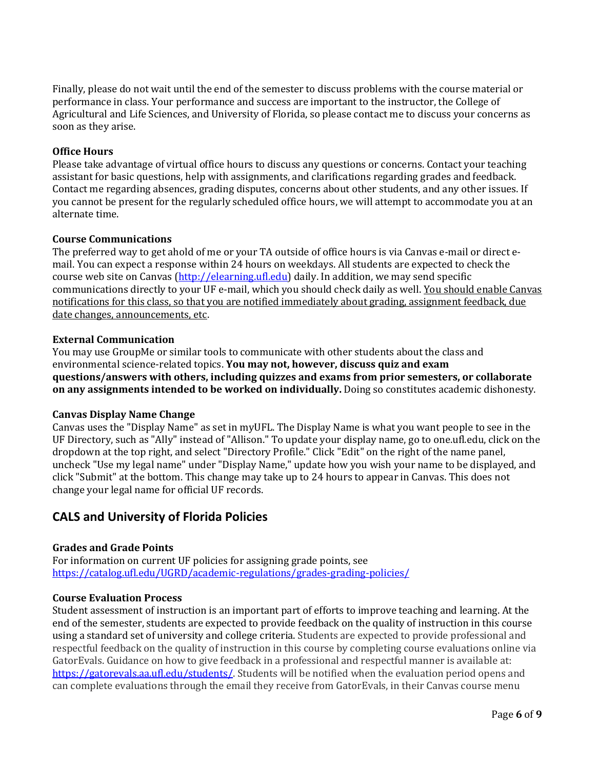Finally, please do not wait until the end of the semester to discuss problems with the course material or performance in class. Your performance and success are important to the instructor, the College of Agricultural and Life Sciences, and University of Florida, so please contact me to discuss your concerns as soon as they arise.

**Office Hours**

Please take advantage of virtual office hours to discuss any questions or concerns. Contact your teaching assistant for basic questions, help with assignments, and clarifications regarding grades and feedback. Contact me regarding absences, grading disputes, concerns about other students, and any other issues. If you cannot be present for the regularly scheduled office hours, we will attempt to accommodate you at an alternate time.

**Course Communications**

The preferred way to get ahold of me or your TA outside of office hours is via Canvas e-mail or direct e-mail. You can expect a response within 24 hours on weekdays. All students are expected to check the course web site on Canvas ([http://elearning.ufl.edu](http://elearning.ufl.edu)) daily. In addition, we may send specific communications directly to your UF e-mail, which you should check daily as well. <u>You should enable Canvas notifications for this class, so that you are notified immediately about grading, assignment feedback, due date changes, announcements, etc</u>.

**External Communication**

You may use GroupMe or similar tools to communicate with other students about the class and environmental science-related topics. **You may not, however, discuss quiz and exam questions/answers with others, including quizzes and exams from prior semesters, or collaborate on any assignments intended to be worked on individually.** Doing so constitutes academic dishonesty.

**Canvas Display Name Change**

Canvas uses the "Display Name" as set in myUFL. The Display Name is what you want people to see in the UF Directory, such as "Ally" instead of "Allison." To update your display name, go to one.ufl.edu, click on the dropdown at the top right, and select "Directory Profile." Click "Edit" on the right of the name panel, uncheck "Use my legal name" under "Display Name," update how you wish your name to be displayed, and click "Submit" at the bottom. This change may take up to 24 hours to appear in Canvas. This does not change your legal name for official UF records.

## CALS and University of Florida Policies

**Grades and Grade Points**

For information on current UF policies for assigning grade points, see [https://catalog.ufl.edu/UGRD/academic-regulations/grades-grading-policies/](https://catalog.ufl.edu/UGRD/academic-regulations/grades-grading-policies/)

**Course Evaluation Process**

Student assessment of instruction is an important part of efforts to improve teaching and learning. At the end of the semester, students are expected to provide feedback on the quality of instruction in this course using a standard set of university and college criteria. Students are expected to provide professional and respectful feedback on the quality of instruction in this course by completing course evaluations online via GatorEvals. Guidance on how to give feedback in a professional and respectful manner is available at: [https://gatorevals.aa.ufl.edu/students/](https://gatorevals.aa.ufl.edu/students/). Students will be notified when the evaluation period opens and can complete evaluations through the email they receive from GatorEvals, in their Canvas course menu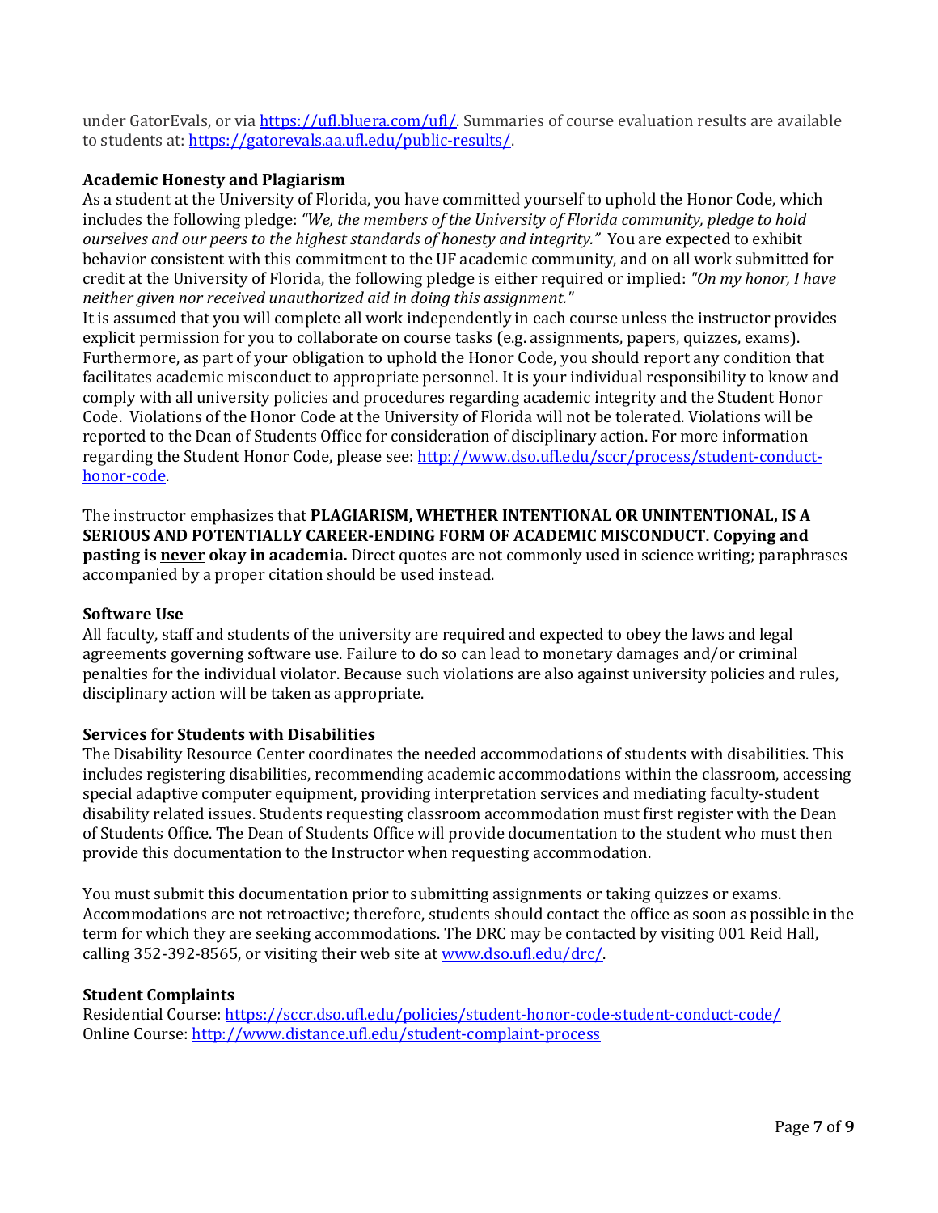under GatorEvals, or via [https://ufl.bluera.com/ufl/](https://ufl.bluera.com/ufl/). Summaries of course evaluation results are available to students at: [https://gatorevals.aa.ufl.edu/public-results/](https://gatorevals.aa.ufl.edu/public-results/).

**Academic Honesty and Plagiarism**

As a student at the University of Florida, you have committed yourself to uphold the Honor Code, which includes the following pledge: *"We, the members of the University of Florida community, pledge to hold ourselves and our peers to the highest standards of honesty and integrity."* You are expected to exhibit behavior consistent with this commitment to the UF academic community, and on all work submitted for credit at the University of Florida, the following pledge is either required or implied: *"On my honor, I have neither given nor received unauthorized aid in doing this assignment."*

It is assumed that you will complete all work independently in each course unless the instructor provides explicit permission for you to collaborate on course tasks (e.g. assignments, papers, quizzes, exams). Furthermore, as part of your obligation to uphold the Honor Code, you should report any condition that facilitates academic misconduct to appropriate personnel. It is your individual responsibility to know and comply with all university policies and procedures regarding academic integrity and the Student Honor Code. Violations of the Honor Code at the University of Florida will not be tolerated. Violations will be reported to the Dean of Students Office for consideration of disciplinary action. For more information regarding the Student Honor Code, please see: [http://www.dso.ufl.edu/sccr/process/student-conduct-honor-code](http://www.dso.ufl.edu/sccr/process/student-conduct-honor-code).

The instructor emphasizes that **PLAGIARISM, WHETHER INTENTIONAL OR UNINTENTIONAL, IS A SERIOUS AND POTENTIALLY CAREER-ENDING FORM OF ACADEMIC MISCONDUCT. Copying and pasting is <u>never</u> okay in academia.** Direct quotes are not commonly used in science writing; paraphrases accompanied by a proper citation should be used instead.

**Software Use**

All faculty, staff and students of the university are required and expected to obey the laws and legal agreements governing software use. Failure to do so can lead to monetary damages and/or criminal penalties for the individual violator. Because such violations are also against university policies and rules, disciplinary action will be taken as appropriate.

**Services for Students with Disabilities**

The Disability Resource Center coordinates the needed accommodations of students with disabilities. This includes registering disabilities, recommending academic accommodations within the classroom, accessing special adaptive computer equipment, providing interpretation services and mediating faculty-student disability related issues. Students requesting classroom accommodation must first register with the Dean of Students Office. The Dean of Students Office will provide documentation to the student who must then provide this documentation to the Instructor when requesting accommodation.

You must submit this documentation prior to submitting assignments or taking quizzes or exams. Accommodations are not retroactive; therefore, students should contact the office as soon as possible in the term for which they are seeking accommodations. The DRC may be contacted by visiting 001 Reid Hall, calling 352-392-8565, or visiting their web site at [www.dso.ufl.edu/drc/](http://www.dso.ufl.edu/drc/).

**Student Complaints**

Residential Course: [https://sccr.dso.ufl.edu/policies/student-honor-code-student-conduct-code/](https://sccr.dso.ufl.edu/policies/student-honor-code-student-conduct-code/)
Online Course: [http://www.distance.ufl.edu/student-complaint-process](http://www.distance.ufl.edu/student-complaint-process)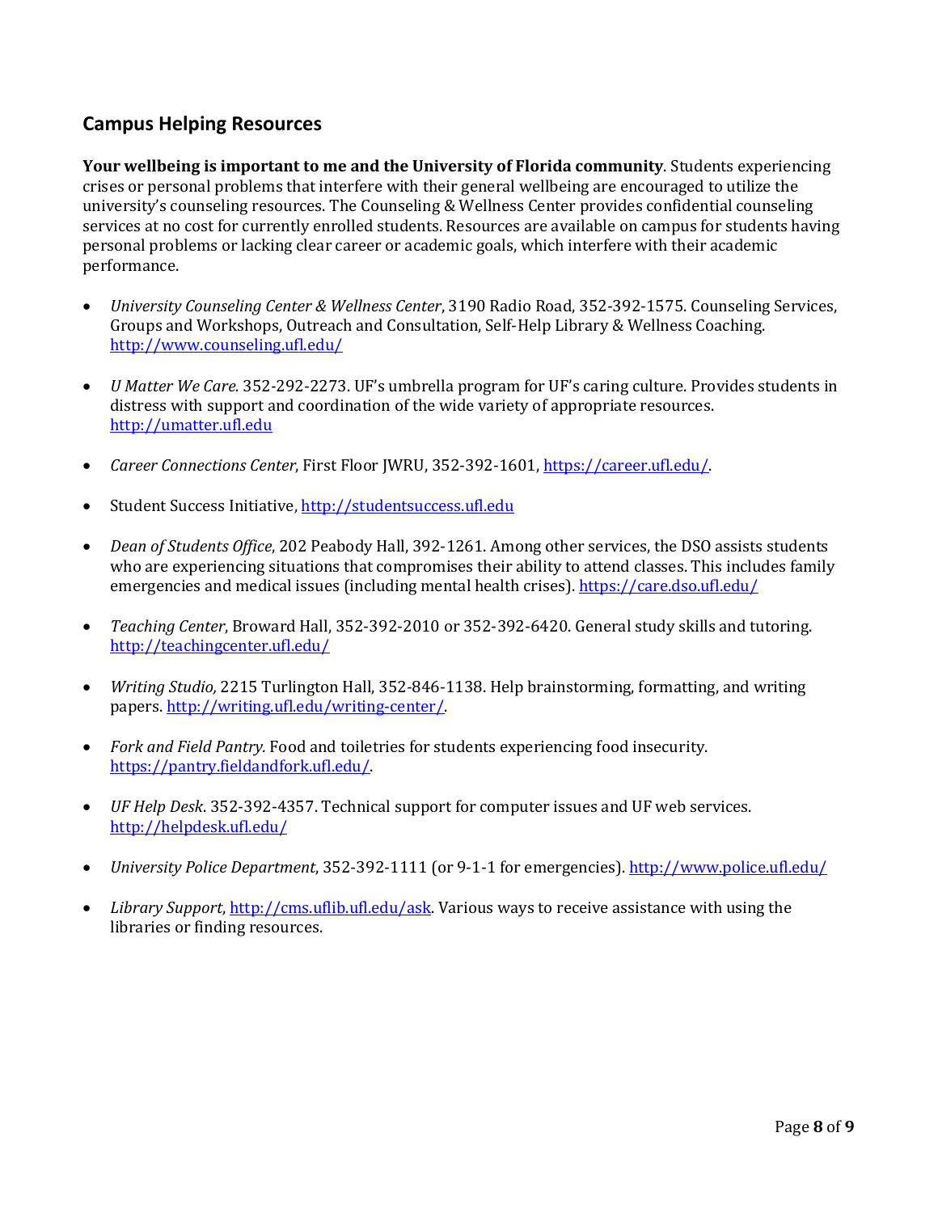## Campus Helping Resources

**Your wellbeing is important to me and the University of Florida community**. Students experiencing crises or personal problems that interfere with their general wellbeing are encouraged to utilize the university's counseling resources. The Counseling & Wellness Center provides confidential counseling services at no cost for currently enrolled students. Resources are available on campus for students having personal problems or lacking clear career or academic goals, which interfere with their academic performance.

- *University Counseling Center & Wellness Center*, 3190 Radio Road, 352-392-1575. Counseling Services, Groups and Workshops, Outreach and Consultation, Self-Help Library & Wellness Coaching. http://www.counseling.ufl.edu/
- *U Matter We Care.* 352-292-2273. UF's umbrella program for UF's caring culture. Provides students in distress with support and coordination of the wide variety of appropriate resources. http://umatter.ufl.edu
- *Career Connections Center*, First Floor JWRU, 352-392-1601, https://career.ufl.edu/.
- Student Success Initiative, http://studentsuccess.ufl.edu
- *Dean of Students Office*, 202 Peabody Hall, 392-1261. Among other services, the DSO assists students who are experiencing situations that compromises their ability to attend classes. This includes family emergencies and medical issues (including mental health crises). https://care.dso.ufl.edu/
- *Teaching Center*, Broward Hall, 352-392-2010 or 352-392-6420. General study skills and tutoring. http://teachingcenter.ufl.edu/
- *Writing Studio,* 2215 Turlington Hall, 352-846-1138. Help brainstorming, formatting, and writing papers. http://writing.ufl.edu/writing-center/.
- *Fork and Field Pantry.* Food and toiletries for students experiencing food insecurity. https://pantry.fieldandfork.ufl.edu/.
- *UF Help Desk*. 352-392-4357. Technical support for computer issues and UF web services. http://helpdesk.ufl.edu/
- *University Police Department*, 352-392-1111 (or 9-1-1 for emergencies). http://www.police.ufl.edu/
- *Library Support*, http://cms.uflib.ufl.edu/ask. Various ways to receive assistance with using the libraries or finding resources.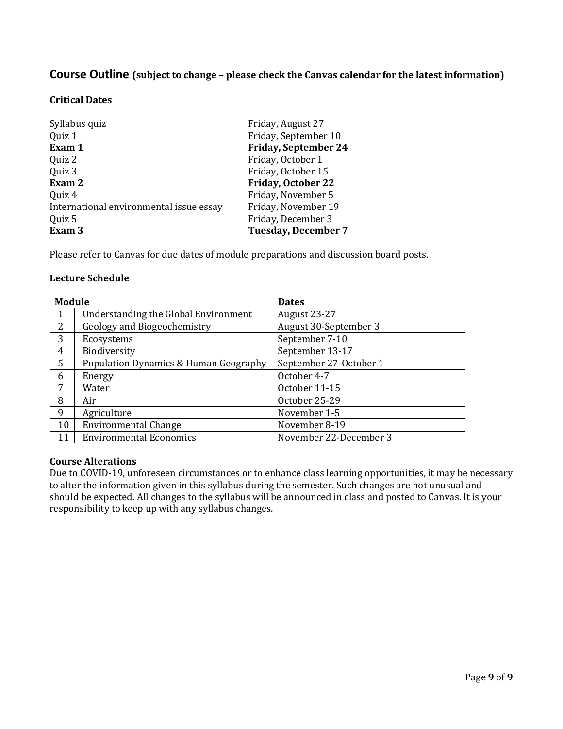## Course Outline (subject to change – please check the Canvas calendar for the latest information)

### Critical Dates

| | |
|---|---|
| Syllabus quiz | Friday, August 27 |
| Quiz 1 | Friday, September 10 |
| **Exam 1** | **Friday, September 24** |
| Quiz 2 | Friday, October 1 |
| Quiz 3 | Friday, October 15 |
| **Exam 2** | **Friday, October 22** |
| Quiz 4 | Friday, November 5 |
| International environmental issue essay | Friday, November 19 |
| Quiz 5 | Friday, December 3 |
| **Exam 3** | **Tuesday, December 7** |

Please refer to Canvas for due dates of module preparations and discussion board posts.

### Lecture Schedule

| Module | | Dates |
|---|---|---|
| 1 | Understanding the Global Environment | August 23-27 |
| 2 | Geology and Biogeochemistry | August 30-September 3 |
| 3 | Ecosystems | September 7-10 |
| 4 | Biodiversity | September 13-17 |
| 5 | Population Dynamics & Human Geography | September 27-October 1 |
| 6 | Energy | October 4-7 |
| 7 | Water | October 11-15 |
| 8 | Air | October 25-29 |
| 9 | Agriculture | November 1-5 |
| 10 | Environmental Change | November 8-19 |
| 11 | Environmental Economics | November 22-December 3 |

### Course Alterations

Due to COVID-19, unforeseen circumstances or to enhance class learning opportunities, it may be necessary to alter the information given in this syllabus during the semester. Such changes are not unusual and should be expected. All changes to the syllabus will be announced in class and posted to Canvas. It is your responsibility to keep up with any syllabus changes.